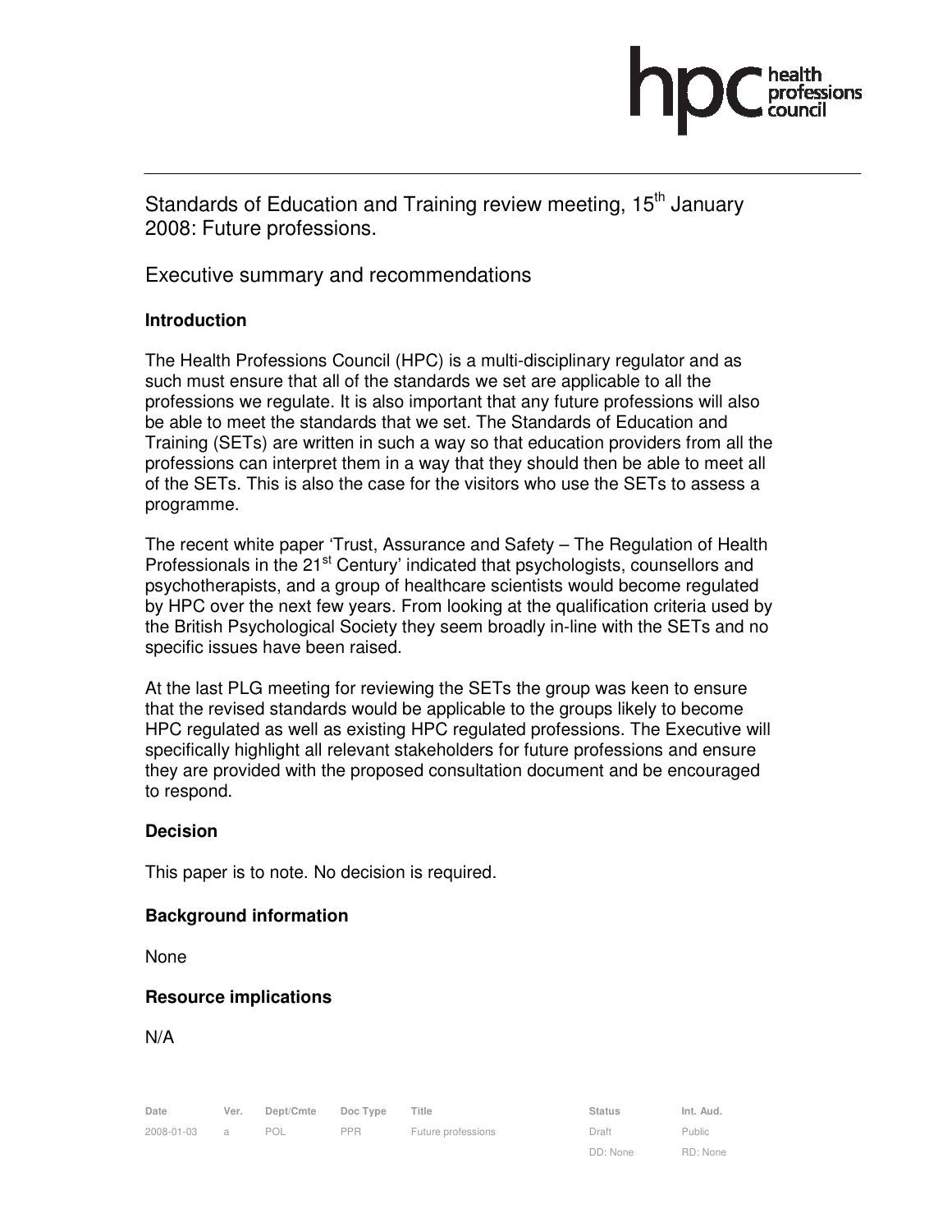Standards of Education and Training review meeting, 15th January 2008: Future professions.

Executive summary and recommendations

**Introduction**

The Health Professions Council (HPC) is a multi-disciplinary regulator and as such must ensure that all of the standards we set are applicable to all the professions we regulate. It is also important that any future professions will also be able to meet the standards that we set. The Standards of Education and Training (SETs) are written in such a way so that education providers from all the professions can interpret them in a way that they should then be able to meet all of the SETs. This is also the case for the visitors who use the SETs to assess a programme.

The recent white paper 'Trust, Assurance and Safety – The Regulation of Health Professionals in the 21st Century' indicated that psychologists, counsellors and psychotherapists, and a group of healthcare scientists would become regulated by HPC over the next few years. From looking at the qualification criteria used by the British Psychological Society they seem broadly in-line with the SETs and no specific issues have been raised.

At the last PLG meeting for reviewing the SETs the group was keen to ensure that the revised standards would be applicable to the groups likely to become HPC regulated as well as existing HPC regulated professions. The Executive will specifically highlight all relevant stakeholders for future professions and ensure they are provided with the proposed consultation document and be encouraged to respond.

**Decision**

This paper is to note. No decision is required.

**Background information**

None

**Resource implications**

N/A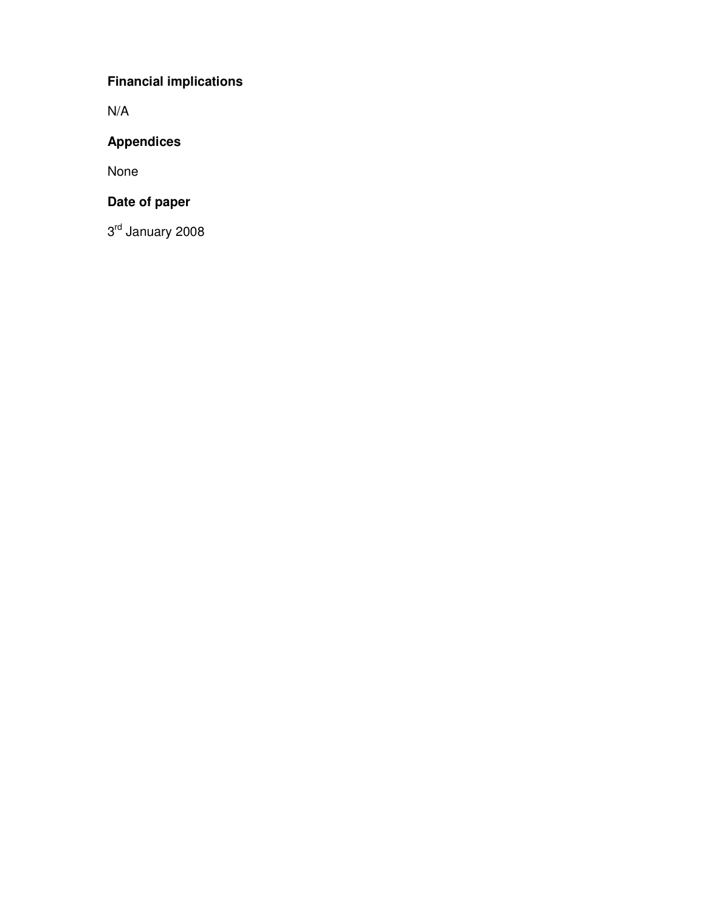**Financial implications**

N/A

**Appendices**

None

**Date of paper**

3rd January 2008